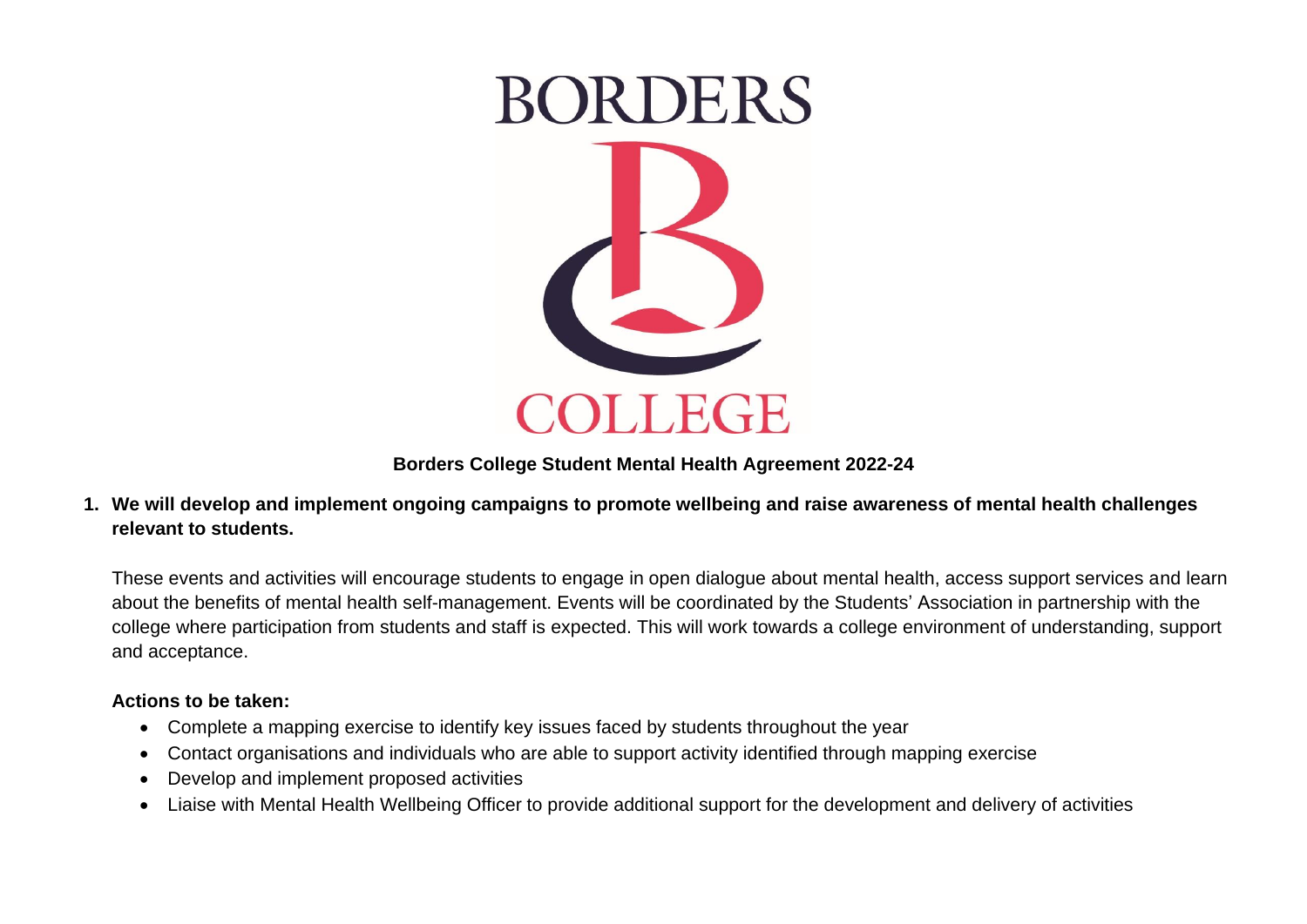# Borders College Student Mental Health Agreement 2022-24

**1. We will develop and implement ongoing campaigns to promote wellbeing and raise awareness of mental health challenges relevant to students.**

These events and activities will encourage students to engage in open dialogue about mental health, access support services and learn about the benefits of mental health self-management. Events will be coordinated by the Students' Association in partnership with the college where participation from students and staff is expected. This will work towards a college environment of understanding, support and acceptance.

**Actions to be taken:**

- Complete a mapping exercise to identify key issues faced by students throughout the year
- Contact organisations and individuals who are able to support activity identified through mapping exercise
- Develop and implement proposed activities
- Liaise with Mental Health Wellbeing Officer to provide additional support for the development and delivery of activities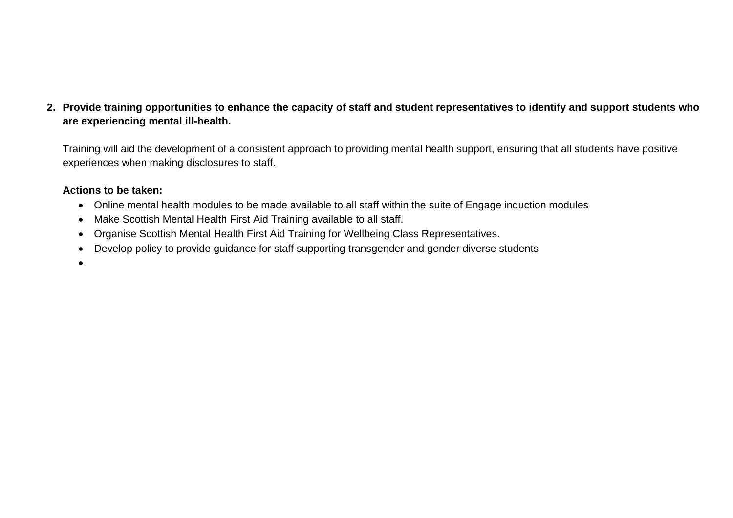2. **Provide training opportunities to enhance the capacity of staff and student representatives to identify and support students who are experiencing mental ill-health.**

   Training will aid the development of a consistent approach to providing mental health support, ensuring that all students have positive experiences when making disclosures to staff.

   **Actions to be taken:**

   - Online mental health modules to be made available to all staff within the suite of Engage induction modules
   - Make Scottish Mental Health First Aid Training available to all staff.
   - Organise Scottish Mental Health First Aid Training for Wellbeing Class Representatives.
   - Develop policy to provide guidance for staff supporting transgender and gender diverse students
   -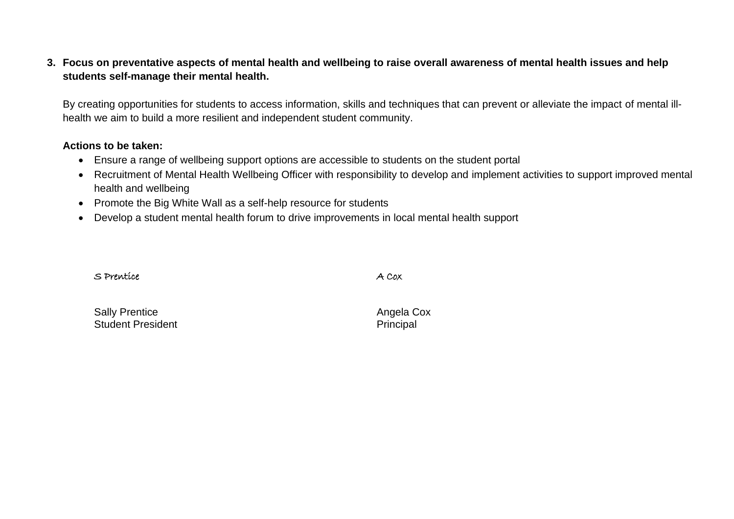3. **Focus on preventative aspects of mental health and wellbeing to raise overall awareness of mental health issues and help students self-manage their mental health.**

   By creating opportunities for students to access information, skills and techniques that can prevent or alleviate the impact of mental ill-health we aim to build a more resilient and independent student community.

   **Actions to be taken:**

   - Ensure a range of wellbeing support options are accessible to students on the student portal
   - Recruitment of Mental Health Wellbeing Officer with responsibility to develop and implement activities to support improved mental health and wellbeing
   - Promote the Big White Wall as a self-help resource for students
   - Develop a student mental health forum to drive improvements in local mental health support

S Prentice

Sally Prentice
Student President

A Cox

Angela Cox
Principal